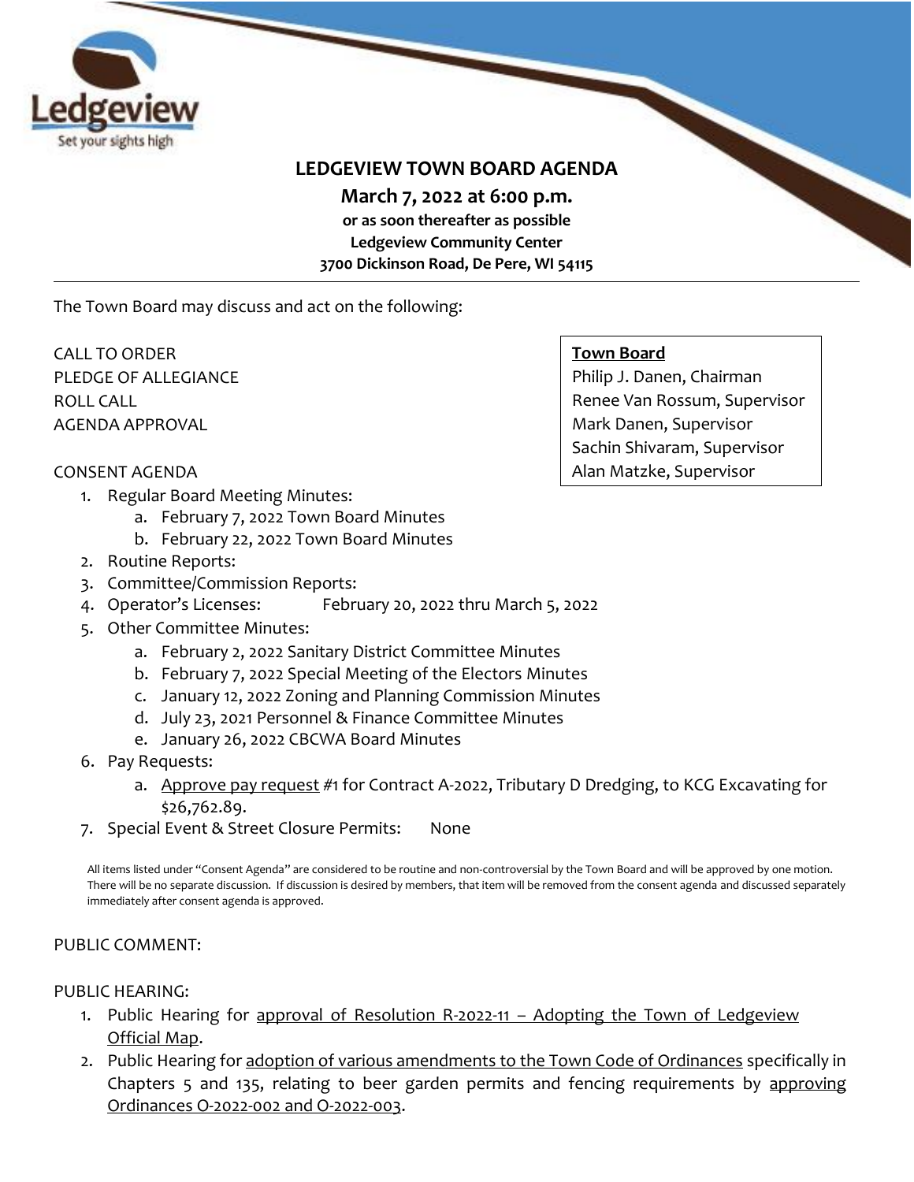# LEDGEVIEW TOWN BOARD AGENDA

**March 7, 2022 at 6:00 p.m.**

**or as soon thereafter as possible**

**Ledgeview Community Center**

**3700 Dickinson Road, De Pere, WI 54115**

---

The Town Board may discuss and act on the following:

**Town Board**
Philip J. Danen, Chairman
Renee Van Rossum, Supervisor
Mark Danen, Supervisor
Sachin Shivaram, Supervisor
Alan Matzke, Supervisor

CALL TO ORDER
PLEDGE OF ALLEGIANCE
ROLL CALL
AGENDA APPROVAL

CONSENT AGENDA

1. Regular Board Meeting Minutes:
   a. February 7, 2022 Town Board Minutes
   b. February 22, 2022 Town Board Minutes
2. Routine Reports:
3. Committee/Commission Reports:
4. Operator's Licenses: February 20, 2022 thru March 5, 2022
5. Other Committee Minutes:
   a. February 2, 2022 Sanitary District Committee Minutes
   b. February 7, 2022 Special Meeting of the Electors Minutes
   c. January 12, 2022 Zoning and Planning Commission Minutes
   d. July 23, 2021 Personnel & Finance Committee Minutes
   e. January 26, 2022 CBCWA Board Minutes
6. Pay Requests:
   a. Approve pay request #1 for Contract A-2022, Tributary D Dredging, to KCG Excavating for $26,762.89.
7. Special Event & Street Closure Permits: None

All items listed under "Consent Agenda" are considered to be routine and non-controversial by the Town Board and will be approved by one motion. There will be no separate discussion. If discussion is desired by members, that item will be removed from the consent agenda and discussed separately immediately after consent agenda is approved.

PUBLIC COMMENT:

PUBLIC HEARING:

1. Public Hearing for approval of Resolution R-2022-11 – Adopting the Town of Ledgeview Official Map.
2. Public Hearing for adoption of various amendments to the Town Code of Ordinances specifically in Chapters 5 and 135, relating to beer garden permits and fencing requirements by approving Ordinances O-2022-002 and O-2022-003.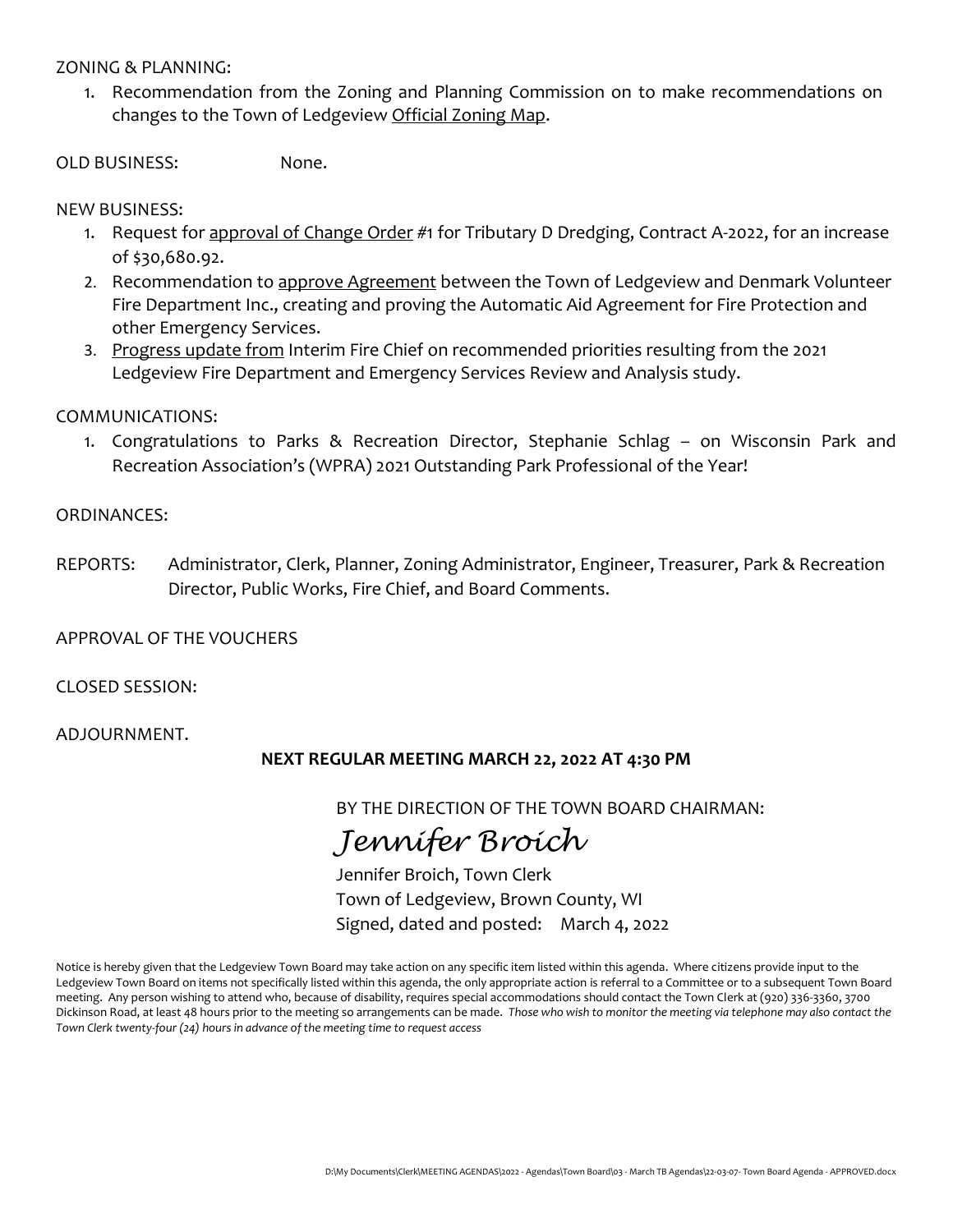ZONING & PLANNING:

1. Recommendation from the Zoning and Planning Commission on to make recommendations on changes to the Town of Ledgeview Official Zoning Map.

OLD BUSINESS: None.

NEW BUSINESS:

1. Request for approval of Change Order #1 for Tributary D Dredging, Contract A-2022, for an increase of $30,680.92.
2. Recommendation to approve Agreement between the Town of Ledgeview and Denmark Volunteer Fire Department Inc., creating and proving the Automatic Aid Agreement for Fire Protection and other Emergency Services.
3. Progress update from Interim Fire Chief on recommended priorities resulting from the 2021 Ledgeview Fire Department and Emergency Services Review and Analysis study.

COMMUNICATIONS:

1. Congratulations to Parks & Recreation Director, Stephanie Schlag – on Wisconsin Park and Recreation Association's (WPRA) 2021 Outstanding Park Professional of the Year!

ORDINANCES:

REPORTS: Administrator, Clerk, Planner, Zoning Administrator, Engineer, Treasurer, Park & Recreation Director, Public Works, Fire Chief, and Board Comments.

APPROVAL OF THE VOUCHERS

CLOSED SESSION:

ADJOURNMENT.

**NEXT REGULAR MEETING MARCH 22, 2022 AT 4:30 PM**

BY THE DIRECTION OF THE TOWN BOARD CHAIRMAN:

*Jennifer Broich*

Jennifer Broich, Town Clerk
Town of Ledgeview, Brown County, WI
Signed, dated and posted: March 4, 2022

Notice is hereby given that the Ledgeview Town Board may take action on any specific item listed within this agenda. Where citizens provide input to the Ledgeview Town Board on items not specifically listed within this agenda, the only appropriate action is referral to a Committee or to a subsequent Town Board meeting. Any person wishing to attend who, because of disability, requires special accommodations should contact the Town Clerk at (920) 336-3360, 3700 Dickinson Road, at least 48 hours prior to the meeting so arrangements can be made. *Those who wish to monitor the meeting via telephone may also contact the Town Clerk twenty-four (24) hours in advance of the meeting time to request access*

D:\My Documents\Clerk\MEETING AGENDAS\2022 - Agendas\Town Board\03 - March TB Agendas\22-03-07- Town Board Agenda - APPROVED.docx